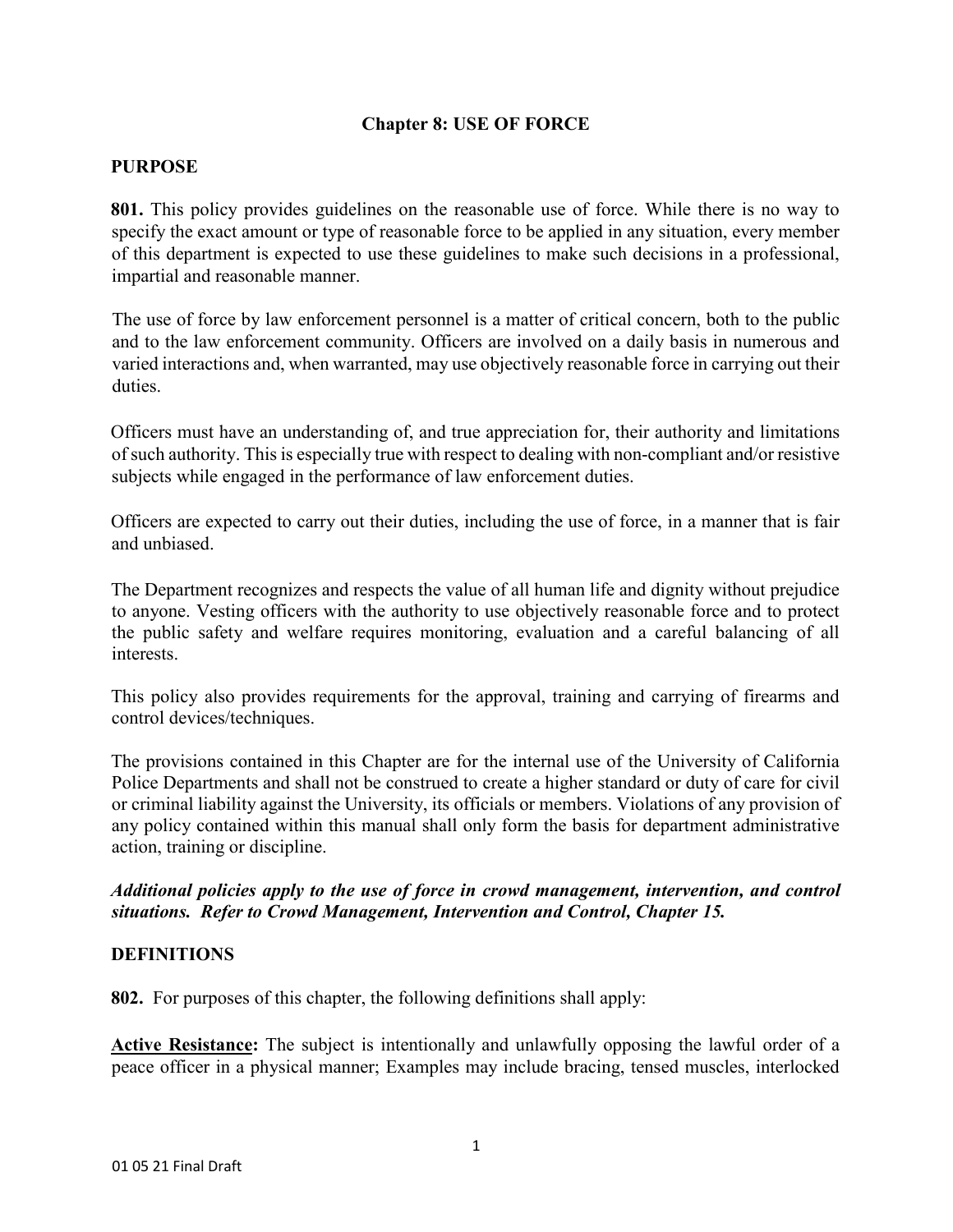# Chapter 8: USE OF FORCE

## PURPOSE

**801.** This policy provides guidelines on the reasonable use of force. While there is no way to specify the exact amount or type of reasonable force to be applied in any situation, every member of this department is expected to use these guidelines to make such decisions in a professional, impartial and reasonable manner.

The use of force by law enforcement personnel is a matter of critical concern, both to the public and to the law enforcement community. Officers are involved on a daily basis in numerous and varied interactions and, when warranted, may use objectively reasonable force in carrying out their duties.

Officers must have an understanding of, and true appreciation for, their authority and limitations of such authority. This is especially true with respect to dealing with non-compliant and/or resistive subjects while engaged in the performance of law enforcement duties.

Officers are expected to carry out their duties, including the use of force, in a manner that is fair and unbiased.

The Department recognizes and respects the value of all human life and dignity without prejudice to anyone. Vesting officers with the authority to use objectively reasonable force and to protect the public safety and welfare requires monitoring, evaluation and a careful balancing of all interests.

This policy also provides requirements for the approval, training and carrying of firearms and control devices/techniques.

The provisions contained in this Chapter are for the internal use of the University of California Police Departments and shall not be construed to create a higher standard or duty of care for civil or criminal liability against the University, its officials or members. Violations of any provision of any policy contained within this manual shall only form the basis for department administrative action, training or discipline.

***Additional policies apply to the use of force in crowd management, intervention, and control situations. Refer to Crowd Management, Intervention and Control, Chapter 15.***

## DEFINITIONS

**802.** For purposes of this chapter, the following definitions shall apply:

**Active Resistance:** The subject is intentionally and unlawfully opposing the lawful order of a peace officer in a physical manner; Examples may include bracing, tensed muscles, interlocked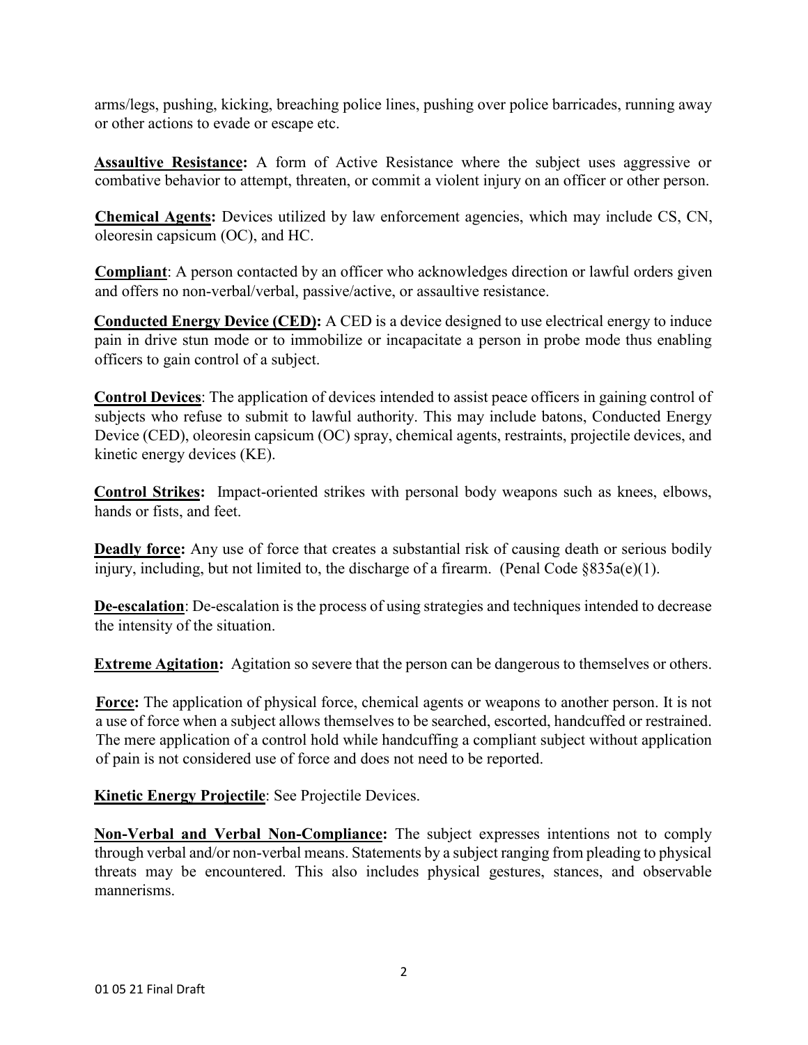arms/legs, pushing, kicking, breaching police lines, pushing over police barricades, running away or other actions to evade or escape etc.

**Assaultive Resistance:** A form of Active Resistance where the subject uses aggressive or combative behavior to attempt, threaten, or commit a violent injury on an officer or other person.

**Chemical Agents:** Devices utilized by law enforcement agencies, which may include CS, CN, oleoresin capsicum (OC), and HC.

**Compliant**: A person contacted by an officer who acknowledges direction or lawful orders given and offers no non-verbal/verbal, passive/active, or assaultive resistance.

**Conducted Energy Device (CED):** A CED is a device designed to use electrical energy to induce pain in drive stun mode or to immobilize or incapacitate a person in probe mode thus enabling officers to gain control of a subject.

**Control Devices**: The application of devices intended to assist peace officers in gaining control of subjects who refuse to submit to lawful authority. This may include batons, Conducted Energy Device (CED), oleoresin capsicum (OC) spray, chemical agents, restraints, projectile devices, and kinetic energy devices (KE).

**Control Strikes:** Impact-oriented strikes with personal body weapons such as knees, elbows, hands or fists, and feet.

**Deadly force:** Any use of force that creates a substantial risk of causing death or serious bodily injury, including, but not limited to, the discharge of a firearm. (Penal Code §835a(e)(1).

**De-escalation**: De-escalation is the process of using strategies and techniques intended to decrease the intensity of the situation.

**Extreme Agitation:** Agitation so severe that the person can be dangerous to themselves or others.

**Force:** The application of physical force, chemical agents or weapons to another person. It is not a use of force when a subject allows themselves to be searched, escorted, handcuffed or restrained. The mere application of a control hold while handcuffing a compliant subject without application of pain is not considered use of force and does not need to be reported.

**Kinetic Energy Projectile**: See Projectile Devices.

**Non-Verbal and Verbal Non-Compliance:** The subject expresses intentions not to comply through verbal and/or non-verbal means. Statements by a subject ranging from pleading to physical threats may be encountered. This also includes physical gestures, stances, and observable mannerisms.

01 05 21 Final Draft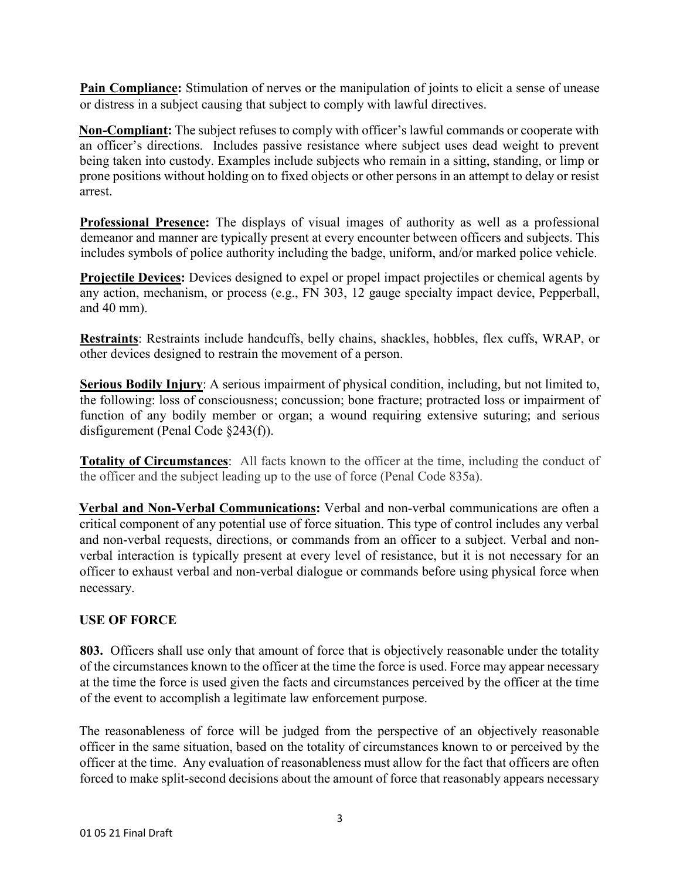**Pain Compliance:** Stimulation of nerves or the manipulation of joints to elicit a sense of unease or distress in a subject causing that subject to comply with lawful directives.

**Non-Compliant:** The subject refuses to comply with officer's lawful commands or cooperate with an officer's directions. Includes passive resistance where subject uses dead weight to prevent being taken into custody. Examples include subjects who remain in a sitting, standing, or limp or prone positions without holding on to fixed objects or other persons in an attempt to delay or resist arrest.

**Professional Presence:** The displays of visual images of authority as well as a professional demeanor and manner are typically present at every encounter between officers and subjects. This includes symbols of police authority including the badge, uniform, and/or marked police vehicle.

**Projectile Devices:** Devices designed to expel or propel impact projectiles or chemical agents by any action, mechanism, or process (e.g., FN 303, 12 gauge specialty impact device, Pepperball, and 40 mm).

**Restraints**: Restraints include handcuffs, belly chains, shackles, hobbles, flex cuffs, WRAP, or other devices designed to restrain the movement of a person.

**Serious Bodily Injury**: A serious impairment of physical condition, including, but not limited to, the following: loss of consciousness; concussion; bone fracture; protracted loss or impairment of function of any bodily member or organ; a wound requiring extensive suturing; and serious disfigurement (Penal Code §243(f)).

**Totality of Circumstances**: All facts known to the officer at the time, including the conduct of the officer and the subject leading up to the use of force (Penal Code 835a).

**Verbal and Non-Verbal Communications:** Verbal and non-verbal communications are often a critical component of any potential use of force situation. This type of control includes any verbal and non-verbal requests, directions, or commands from an officer to a subject. Verbal and non-verbal interaction is typically present at every level of resistance, but it is not necessary for an officer to exhaust verbal and non-verbal dialogue or commands before using physical force when necessary.

## USE OF FORCE

**803.** Officers shall use only that amount of force that is objectively reasonable under the totality of the circumstances known to the officer at the time the force is used. Force may appear necessary at the time the force is used given the facts and circumstances perceived by the officer at the time of the event to accomplish a legitimate law enforcement purpose.

The reasonableness of force will be judged from the perspective of an objectively reasonable officer in the same situation, based on the totality of circumstances known to or perceived by the officer at the time. Any evaluation of reasonableness must allow for the fact that officers are often forced to make split-second decisions about the amount of force that reasonably appears necessary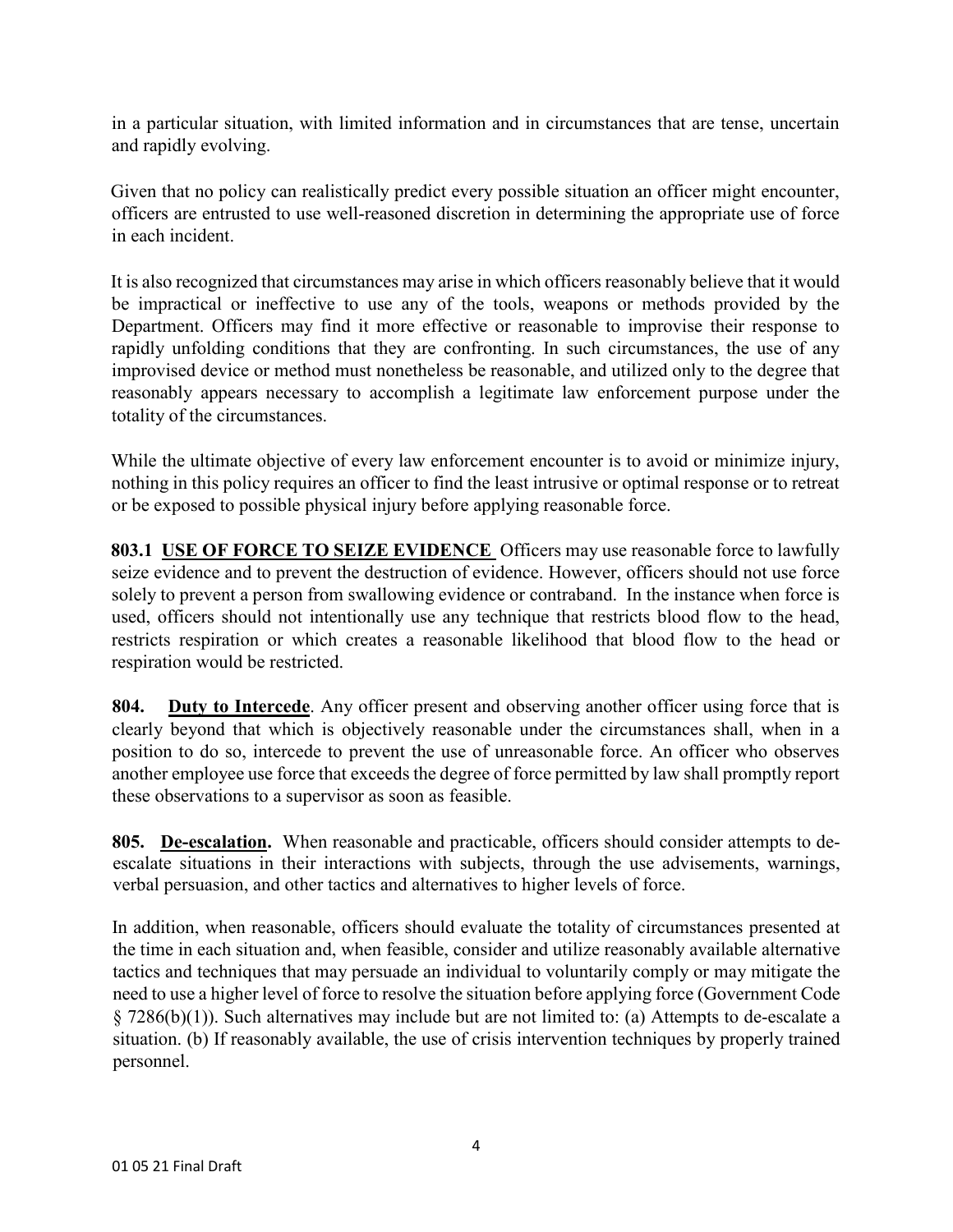in a particular situation, with limited information and in circumstances that are tense, uncertain and rapidly evolving.

Given that no policy can realistically predict every possible situation an officer might encounter, officers are entrusted to use well-reasoned discretion in determining the appropriate use of force in each incident.

It is also recognized that circumstances may arise in which officers reasonably believe that it would be impractical or ineffective to use any of the tools, weapons or methods provided by the Department. Officers may find it more effective or reasonable to improvise their response to rapidly unfolding conditions that they are confronting. In such circumstances, the use of any improvised device or method must nonetheless be reasonable, and utilized only to the degree that reasonably appears necessary to accomplish a legitimate law enforcement purpose under the totality of the circumstances.

While the ultimate objective of every law enforcement encounter is to avoid or minimize injury, nothing in this policy requires an officer to find the least intrusive or optimal response or to retreat or be exposed to possible physical injury before applying reasonable force.

**803.1 USE OF FORCE TO SEIZE EVIDENCE** Officers may use reasonable force to lawfully seize evidence and to prevent the destruction of evidence. However, officers should not use force solely to prevent a person from swallowing evidence or contraband. In the instance when force is used, officers should not intentionally use any technique that restricts blood flow to the head, restricts respiration or which creates a reasonable likelihood that blood flow to the head or respiration would be restricted.

**804. Duty to Intercede**. Any officer present and observing another officer using force that is clearly beyond that which is objectively reasonable under the circumstances shall, when in a position to do so, intercede to prevent the use of unreasonable force. An officer who observes another employee use force that exceeds the degree of force permitted by law shall promptly report these observations to a supervisor as soon as feasible.

**805. De-escalation.** When reasonable and practicable, officers should consider attempts to de-escalate situations in their interactions with subjects, through the use advisements, warnings, verbal persuasion, and other tactics and alternatives to higher levels of force.

In addition, when reasonable, officers should evaluate the totality of circumstances presented at the time in each situation and, when feasible, consider and utilize reasonably available alternative tactics and techniques that may persuade an individual to voluntarily comply or may mitigate the need to use a higher level of force to resolve the situation before applying force (Government Code § 7286(b)(1)). Such alternatives may include but are not limited to: (a) Attempts to de-escalate a situation. (b) If reasonably available, the use of crisis intervention techniques by properly trained personnel.

01 05 21 Final Draft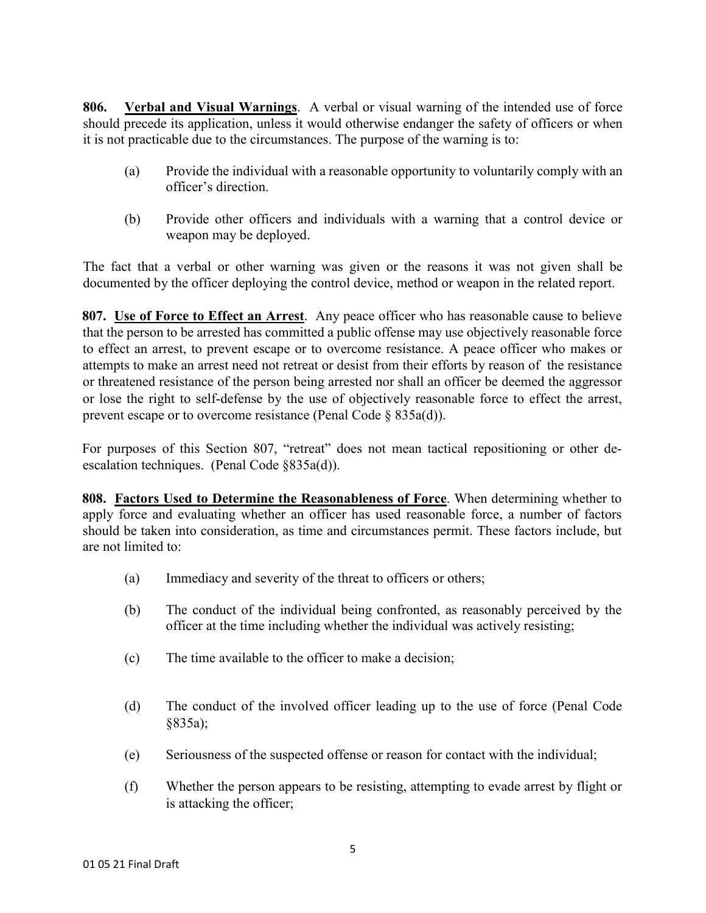**806. Verbal and Visual Warnings**. A verbal or visual warning of the intended use of force should precede its application, unless it would otherwise endanger the safety of officers or when it is not practicable due to the circumstances. The purpose of the warning is to:

(a) Provide the individual with a reasonable opportunity to voluntarily comply with an officer's direction.

(b) Provide other officers and individuals with a warning that a control device or weapon may be deployed.

The fact that a verbal or other warning was given or the reasons it was not given shall be documented by the officer deploying the control device, method or weapon in the related report.

**807. Use of Force to Effect an Arrest**. Any peace officer who has reasonable cause to believe that the person to be arrested has committed a public offense may use objectively reasonable force to effect an arrest, to prevent escape or to overcome resistance. A peace officer who makes or attempts to make an arrest need not retreat or desist from their efforts by reason of the resistance or threatened resistance of the person being arrested nor shall an officer be deemed the aggressor or lose the right to self-defense by the use of objectively reasonable force to effect the arrest, prevent escape or to overcome resistance (Penal Code § 835a(d)).

For purposes of this Section 807, "retreat" does not mean tactical repositioning or other de-escalation techniques. (Penal Code §835a(d)).

**808. Factors Used to Determine the Reasonableness of Force**. When determining whether to apply force and evaluating whether an officer has used reasonable force, a number of factors should be taken into consideration, as time and circumstances permit. These factors include, but are not limited to:

(a) Immediacy and severity of the threat to officers or others;

(b) The conduct of the individual being confronted, as reasonably perceived by the officer at the time including whether the individual was actively resisting;

(c) The time available to the officer to make a decision;

(d) The conduct of the involved officer leading up to the use of force (Penal Code §835a);

(e) Seriousness of the suspected offense or reason for contact with the individual;

(f) Whether the person appears to be resisting, attempting to evade arrest by flight or is attacking the officer;

01 05 21 Final Draft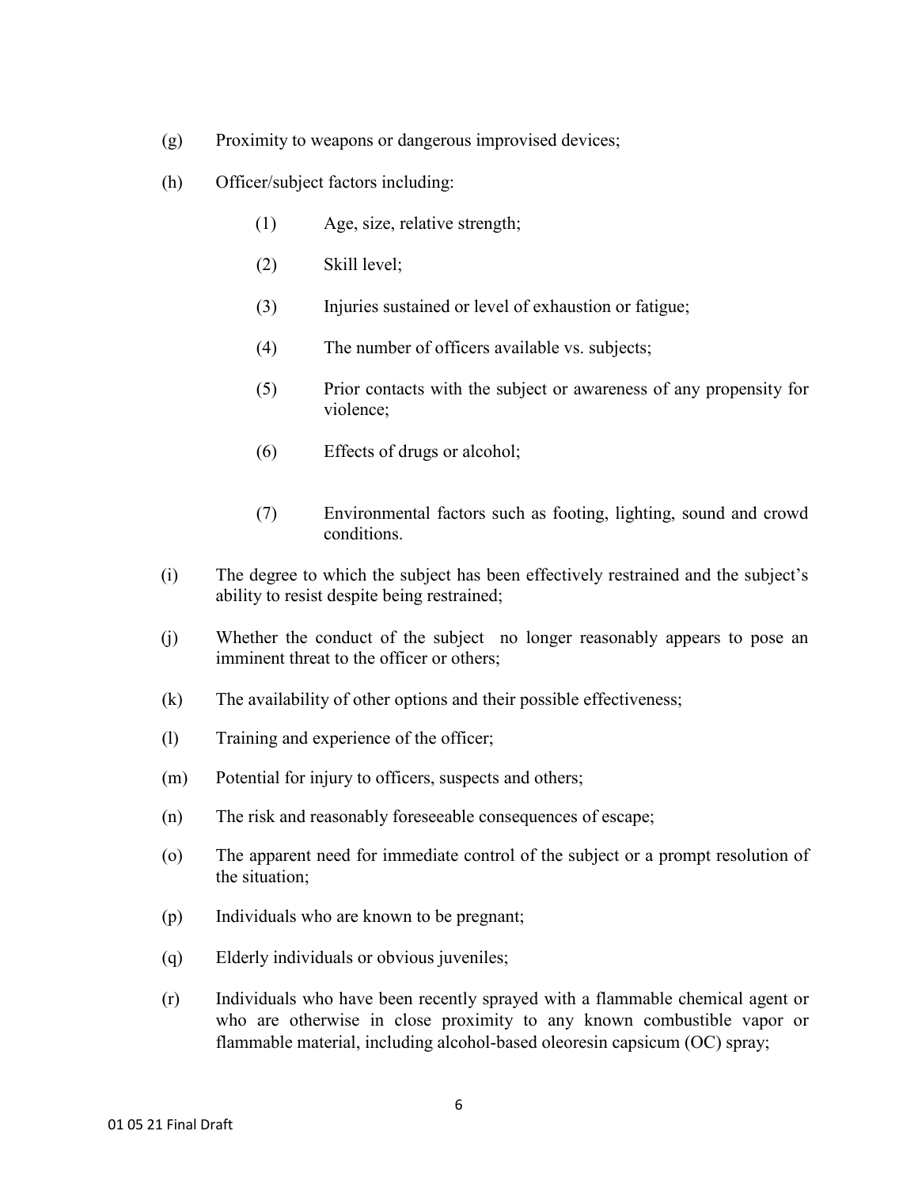(g) Proximity to weapons or dangerous improvised devices;

(h) Officer/subject factors including:

    (1) Age, size, relative strength;

    (2) Skill level;

    (3) Injuries sustained or level of exhaustion or fatigue;

    (4) The number of officers available vs. subjects;

    (5) Prior contacts with the subject or awareness of any propensity for violence;

    (6) Effects of drugs or alcohol;

    (7) Environmental factors such as footing, lighting, sound and crowd conditions.

(i) The degree to which the subject has been effectively restrained and the subject's ability to resist despite being restrained;

(j) Whether the conduct of the subject no longer reasonably appears to pose an imminent threat to the officer or others;

(k) The availability of other options and their possible effectiveness;

(l) Training and experience of the officer;

(m) Potential for injury to officers, suspects and others;

(n) The risk and reasonably foreseeable consequences of escape;

(o) The apparent need for immediate control of the subject or a prompt resolution of the situation;

(p) Individuals who are known to be pregnant;

(q) Elderly individuals or obvious juveniles;

(r) Individuals who have been recently sprayed with a flammable chemical agent or who are otherwise in close proximity to any known combustible vapor or flammable material, including alcohol-based oleoresin capsicum (OC) spray;

01 05 21 Final Draft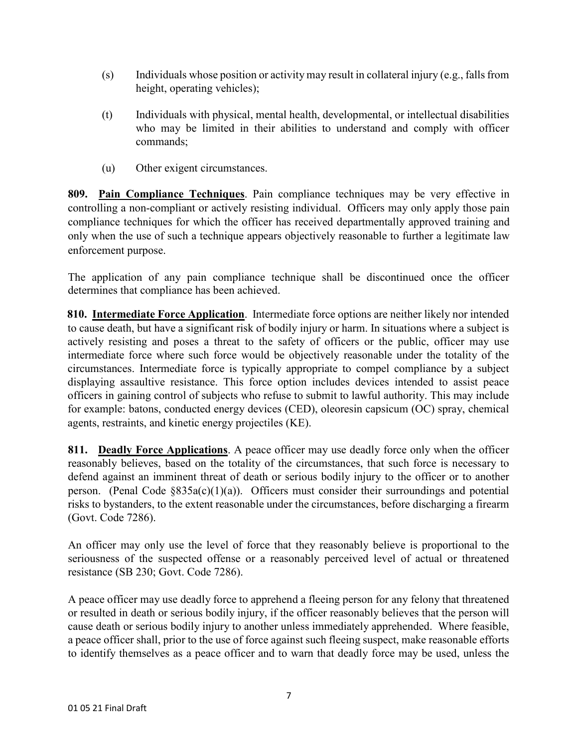(s) Individuals whose position or activity may result in collateral injury (e.g., falls from height, operating vehicles);

(t) Individuals with physical, mental health, developmental, or intellectual disabilities who may be limited in their abilities to understand and comply with officer commands;

(u) Other exigent circumstances.

**809. Pain Compliance Techniques**. Pain compliance techniques may be very effective in controlling a non-compliant or actively resisting individual. Officers may only apply those pain compliance techniques for which the officer has received departmentally approved training and only when the use of such a technique appears objectively reasonable to further a legitimate law enforcement purpose.

The application of any pain compliance technique shall be discontinued once the officer determines that compliance has been achieved.

**810. Intermediate Force Application**. Intermediate force options are neither likely nor intended to cause death, but have a significant risk of bodily injury or harm. In situations where a subject is actively resisting and poses a threat to the safety of officers or the public, officer may use intermediate force where such force would be objectively reasonable under the totality of the circumstances. Intermediate force is typically appropriate to compel compliance by a subject displaying assaultive resistance. This force option includes devices intended to assist peace officers in gaining control of subjects who refuse to submit to lawful authority. This may include for example: batons, conducted energy devices (CED), oleoresin capsicum (OC) spray, chemical agents, restraints, and kinetic energy projectiles (KE).

**811. Deadly Force Applications**. A peace officer may use deadly force only when the officer reasonably believes, based on the totality of the circumstances, that such force is necessary to defend against an imminent threat of death or serious bodily injury to the officer or to another person. (Penal Code §835a(c)(1)(a)). Officers must consider their surroundings and potential risks to bystanders, to the extent reasonable under the circumstances, before discharging a firearm (Govt. Code 7286).

An officer may only use the level of force that they reasonably believe is proportional to the seriousness of the suspected offense or a reasonably perceived level of actual or threatened resistance (SB 230; Govt. Code 7286).

A peace officer may use deadly force to apprehend a fleeing person for any felony that threatened or resulted in death or serious bodily injury, if the officer reasonably believes that the person will cause death or serious bodily injury to another unless immediately apprehended. Where feasible, a peace officer shall, prior to the use of force against such fleeing suspect, make reasonable efforts to identify themselves as a peace officer and to warn that deadly force may be used, unless the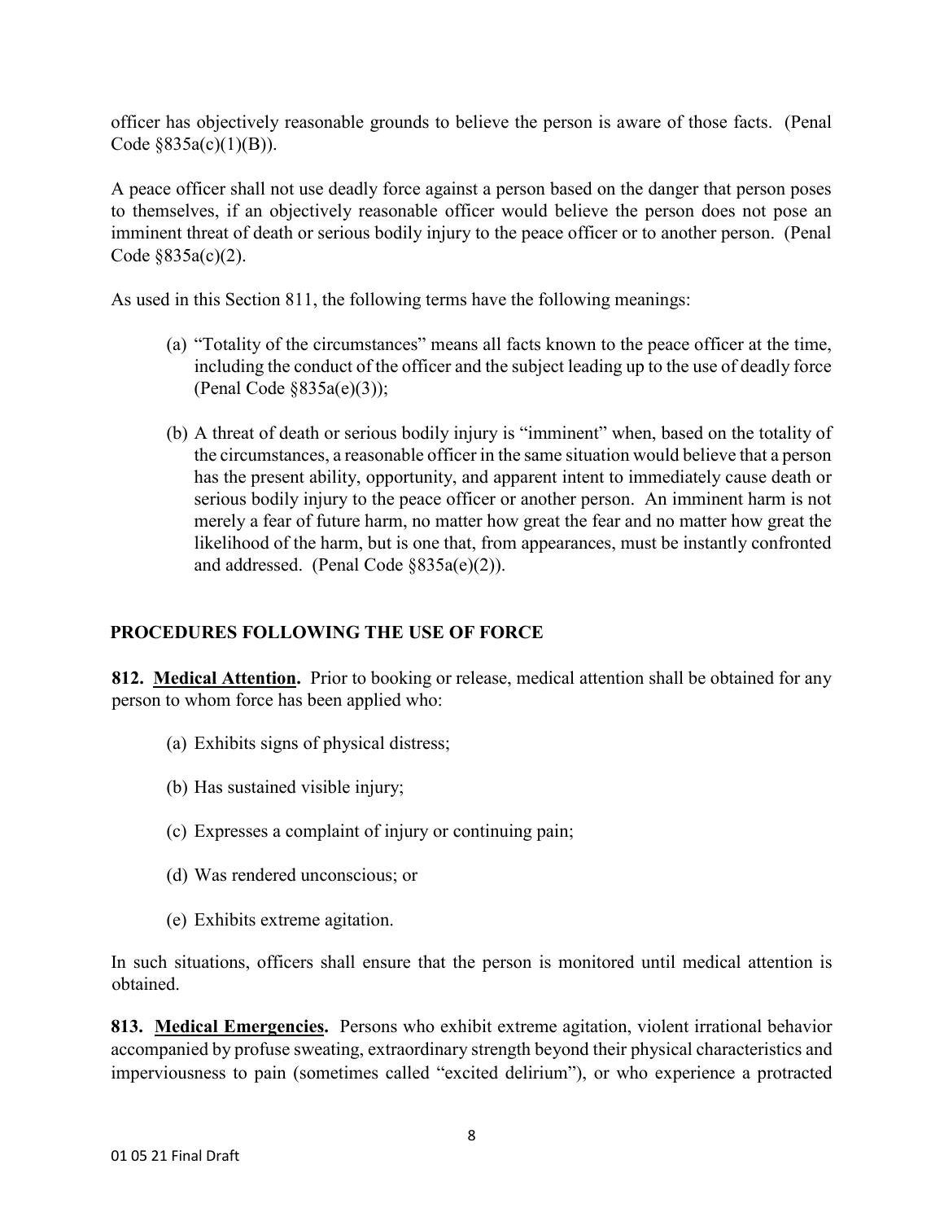officer has objectively reasonable grounds to believe the person is aware of those facts. (Penal Code §835a(c)(1)(B)).

A peace officer shall not use deadly force against a person based on the danger that person poses to themselves, if an objectively reasonable officer would believe the person does not pose an imminent threat of death or serious bodily injury to the peace officer or to another person. (Penal Code §835a(c)(2).

As used in this Section 811, the following terms have the following meanings:

(a) "Totality of the circumstances" means all facts known to the peace officer at the time, including the conduct of the officer and the subject leading up to the use of deadly force (Penal Code §835a(e)(3));

(b) A threat of death or serious bodily injury is "imminent" when, based on the totality of the circumstances, a reasonable officer in the same situation would believe that a person has the present ability, opportunity, and apparent intent to immediately cause death or serious bodily injury to the peace officer or another person. An imminent harm is not merely a fear of future harm, no matter how great the fear and no matter how great the likelihood of the harm, but is one that, from appearances, must be instantly confronted and addressed. (Penal Code §835a(e)(2)).

## PROCEDURES FOLLOWING THE USE OF FORCE

**812. Medical Attention.** Prior to booking or release, medical attention shall be obtained for any person to whom force has been applied who:

(a) Exhibits signs of physical distress;

(b) Has sustained visible injury;

(c) Expresses a complaint of injury or continuing pain;

(d) Was rendered unconscious; or

(e) Exhibits extreme agitation.

In such situations, officers shall ensure that the person is monitored until medical attention is obtained.

**813. Medical Emergencies.** Persons who exhibit extreme agitation, violent irrational behavior accompanied by profuse sweating, extraordinary strength beyond their physical characteristics and imperviousness to pain (sometimes called "excited delirium"), or who experience a protracted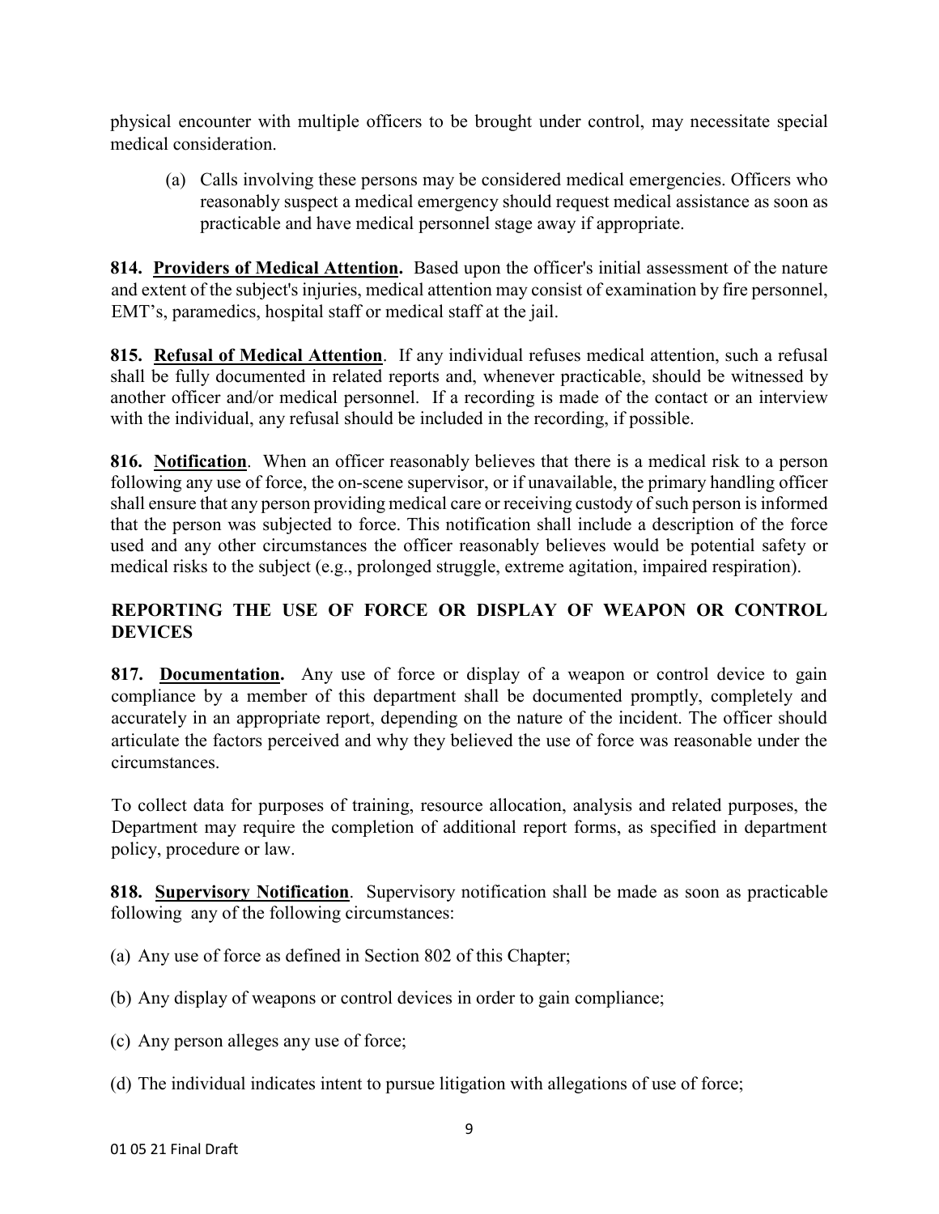physical encounter with multiple officers to be brought under control, may necessitate special medical consideration.

(a) Calls involving these persons may be considered medical emergencies. Officers who reasonably suspect a medical emergency should request medical assistance as soon as practicable and have medical personnel stage away if appropriate.

**814. Providers of Medical Attention.** Based upon the officer's initial assessment of the nature and extent of the subject's injuries, medical attention may consist of examination by fire personnel, EMT's, paramedics, hospital staff or medical staff at the jail.

**815. Refusal of Medical Attention**. If any individual refuses medical attention, such a refusal shall be fully documented in related reports and, whenever practicable, should be witnessed by another officer and/or medical personnel. If a recording is made of the contact or an interview with the individual, any refusal should be included in the recording, if possible.

**816. Notification**. When an officer reasonably believes that there is a medical risk to a person following any use of force, the on-scene supervisor, or if unavailable, the primary handling officer shall ensure that any person providing medical care or receiving custody of such person is informed that the person was subjected to force. This notification shall include a description of the force used and any other circumstances the officer reasonably believes would be potential safety or medical risks to the subject (e.g., prolonged struggle, extreme agitation, impaired respiration).

## REPORTING THE USE OF FORCE OR DISPLAY OF WEAPON OR CONTROL DEVICES

**817. Documentation.** Any use of force or display of a weapon or control device to gain compliance by a member of this department shall be documented promptly, completely and accurately in an appropriate report, depending on the nature of the incident. The officer should articulate the factors perceived and why they believed the use of force was reasonable under the circumstances.

To collect data for purposes of training, resource allocation, analysis and related purposes, the Department may require the completion of additional report forms, as specified in department policy, procedure or law.

**818. Supervisory Notification**. Supervisory notification shall be made as soon as practicable following any of the following circumstances:

(a) Any use of force as defined in Section 802 of this Chapter;

(b) Any display of weapons or control devices in order to gain compliance;

(c) Any person alleges any use of force;

(d) The individual indicates intent to pursue litigation with allegations of use of force;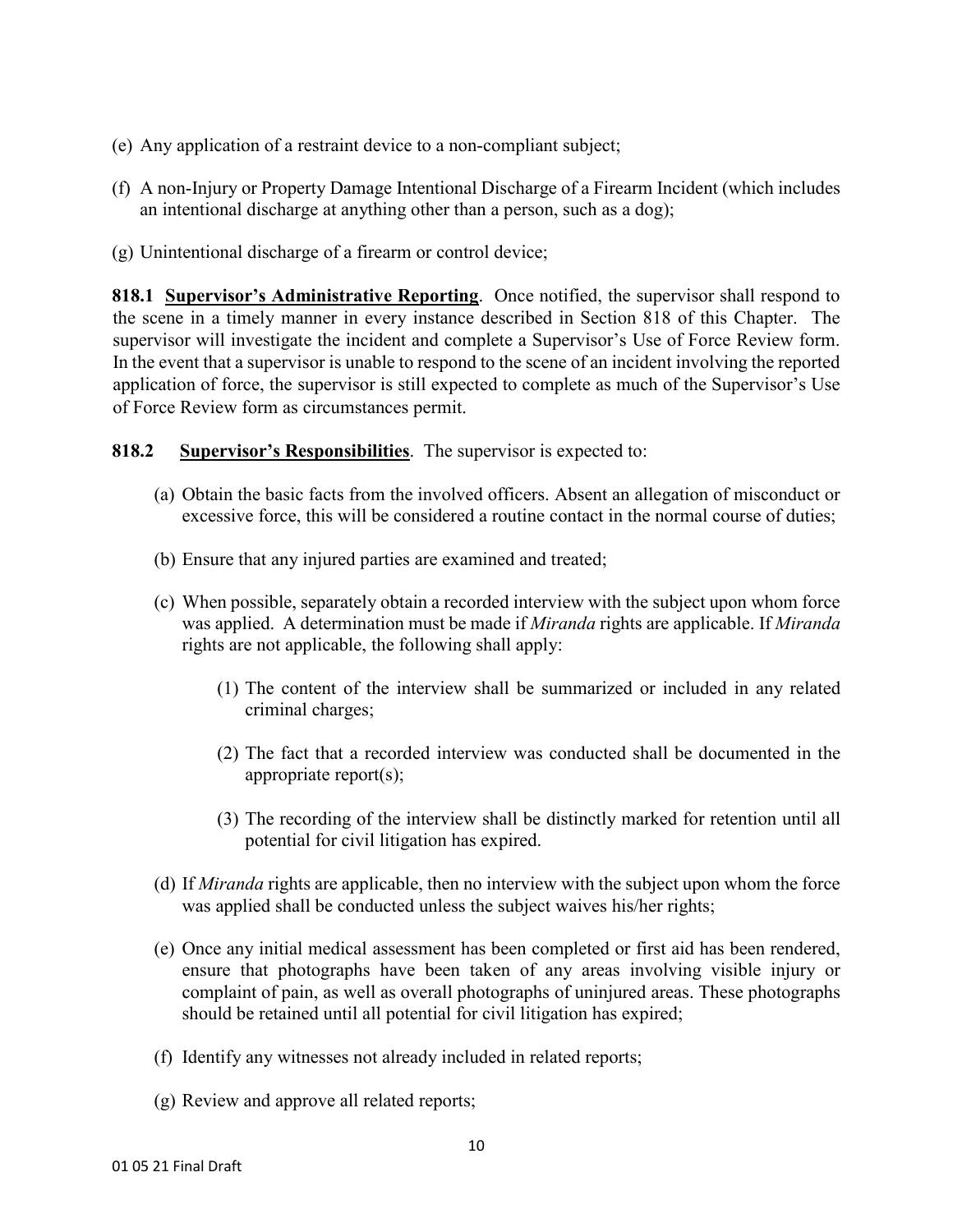(e) Any application of a restraint device to a non-compliant subject;

(f) A non-Injury or Property Damage Intentional Discharge of a Firearm Incident (which includes an intentional discharge at anything other than a person, such as a dog);

(g) Unintentional discharge of a firearm or control device;

**818.1 Supervisor's Administrative Reporting**. Once notified, the supervisor shall respond to the scene in a timely manner in every instance described in Section 818 of this Chapter. The supervisor will investigate the incident and complete a Supervisor's Use of Force Review form. In the event that a supervisor is unable to respond to the scene of an incident involving the reported application of force, the supervisor is still expected to complete as much of the Supervisor's Use of Force Review form as circumstances permit.

**818.2 Supervisor's Responsibilities**. The supervisor is expected to:

(a) Obtain the basic facts from the involved officers. Absent an allegation of misconduct or excessive force, this will be considered a routine contact in the normal course of duties;

(b) Ensure that any injured parties are examined and treated;

(c) When possible, separately obtain a recorded interview with the subject upon whom force was applied. A determination must be made if *Miranda* rights are applicable. If *Miranda* rights are not applicable, the following shall apply:

(1) The content of the interview shall be summarized or included in any related criminal charges;

(2) The fact that a recorded interview was conducted shall be documented in the appropriate report(s);

(3) The recording of the interview shall be distinctly marked for retention until all potential for civil litigation has expired.

(d) If *Miranda* rights are applicable, then no interview with the subject upon whom the force was applied shall be conducted unless the subject waives his/her rights;

(e) Once any initial medical assessment has been completed or first aid has been rendered, ensure that photographs have been taken of any areas involving visible injury or complaint of pain, as well as overall photographs of uninjured areas. These photographs should be retained until all potential for civil litigation has expired;

(f) Identify any witnesses not already included in related reports;

(g) Review and approve all related reports;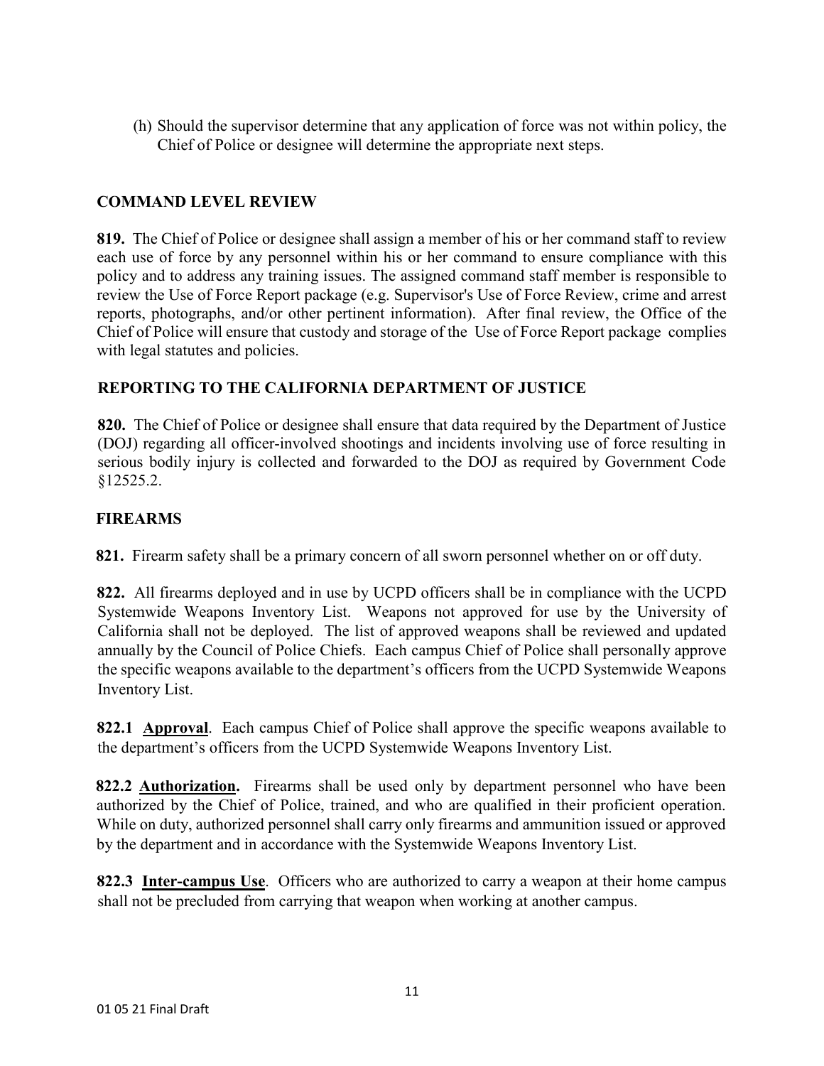(h) Should the supervisor determine that any application of force was not within policy, the Chief of Police or designee will determine the appropriate next steps.

## COMMAND LEVEL REVIEW

**819.** The Chief of Police or designee shall assign a member of his or her command staff to review each use of force by any personnel within his or her command to ensure compliance with this policy and to address any training issues. The assigned command staff member is responsible to review the Use of Force Report package (e.g. Supervisor's Use of Force Review, crime and arrest reports, photographs, and/or other pertinent information). After final review, the Office of the Chief of Police will ensure that custody and storage of the Use of Force Report package complies with legal statutes and policies.

## REPORTING TO THE CALIFORNIA DEPARTMENT OF JUSTICE

**820.** The Chief of Police or designee shall ensure that data required by the Department of Justice (DOJ) regarding all officer-involved shootings and incidents involving use of force resulting in serious bodily injury is collected and forwarded to the DOJ as required by Government Code §12525.2.

## FIREARMS

**821.** Firearm safety shall be a primary concern of all sworn personnel whether on or off duty.

**822.** All firearms deployed and in use by UCPD officers shall be in compliance with the UCPD Systemwide Weapons Inventory List. Weapons not approved for use by the University of California shall not be deployed. The list of approved weapons shall be reviewed and updated annually by the Council of Police Chiefs. Each campus Chief of Police shall personally approve the specific weapons available to the department's officers from the UCPD Systemwide Weapons Inventory List.

**822.1 Approval**. Each campus Chief of Police shall approve the specific weapons available to the department's officers from the UCPD Systemwide Weapons Inventory List.

**822.2 Authorization.** Firearms shall be used only by department personnel who have been authorized by the Chief of Police, trained, and who are qualified in their proficient operation. While on duty, authorized personnel shall carry only firearms and ammunition issued or approved by the department and in accordance with the Systemwide Weapons Inventory List.

**822.3 Inter-campus Use**. Officers who are authorized to carry a weapon at their home campus shall not be precluded from carrying that weapon when working at another campus.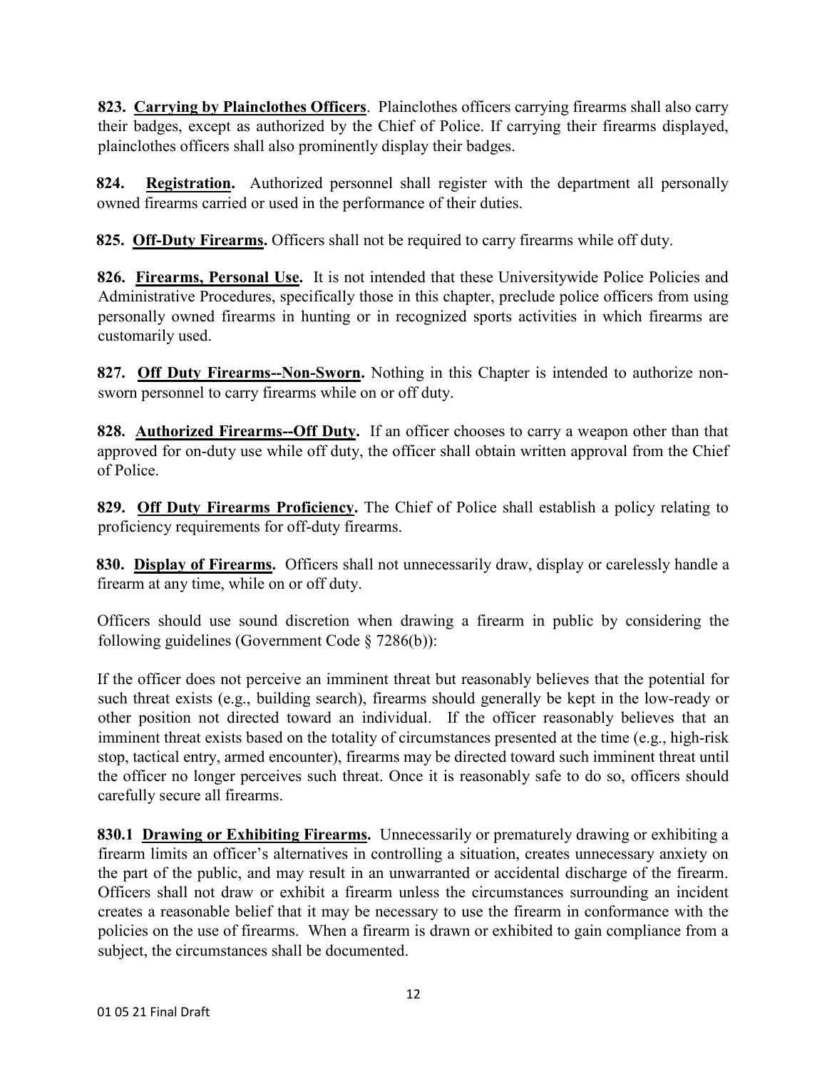**823. <u>Carrying by Plainclothes Officers</u>**. Plainclothes officers carrying firearms shall also carry their badges, except as authorized by the Chief of Police. If carrying their firearms displayed, plainclothes officers shall also prominently display their badges.

**824. <u>Registration</u>.** Authorized personnel shall register with the department all personally owned firearms carried or used in the performance of their duties.

**825. <u>Off-Duty Firearms</u>.** Officers shall not be required to carry firearms while off duty.

**826. <u>Firearms, Personal Use</u>.** It is not intended that these Universitywide Police Policies and Administrative Procedures, specifically those in this chapter, preclude police officers from using personally owned firearms in hunting or in recognized sports activities in which firearms are customarily used.

**827. <u>Off Duty Firearms--Non-Sworn</u>.** Nothing in this Chapter is intended to authorize non-sworn personnel to carry firearms while on or off duty.

**828. <u>Authorized Firearms--Off Duty</u>.** If an officer chooses to carry a weapon other than that approved for on-duty use while off duty, the officer shall obtain written approval from the Chief of Police.

**829. <u>Off Duty Firearms Proficiency</u>.** The Chief of Police shall establish a policy relating to proficiency requirements for off-duty firearms.

**830. <u>Display of Firearms</u>.** Officers shall not unnecessarily draw, display or carelessly handle a firearm at any time, while on or off duty.

Officers should use sound discretion when drawing a firearm in public by considering the following guidelines (Government Code § 7286(b)):

If the officer does not perceive an imminent threat but reasonably believes that the potential for such threat exists (e.g., building search), firearms should generally be kept in the low-ready or other position not directed toward an individual. If the officer reasonably believes that an imminent threat exists based on the totality of circumstances presented at the time (e.g., high-risk stop, tactical entry, armed encounter), firearms may be directed toward such imminent threat until the officer no longer perceives such threat. Once it is reasonably safe to do so, officers should carefully secure all firearms.

**830.1 <u>Drawing or Exhibiting Firearms</u>.** Unnecessarily or prematurely drawing or exhibiting a firearm limits an officer's alternatives in controlling a situation, creates unnecessary anxiety on the part of the public, and may result in an unwarranted or accidental discharge of the firearm. Officers shall not draw or exhibit a firearm unless the circumstances surrounding an incident creates a reasonable belief that it may be necessary to use the firearm in conformance with the policies on the use of firearms. When a firearm is drawn or exhibited to gain compliance from a subject, the circumstances shall be documented.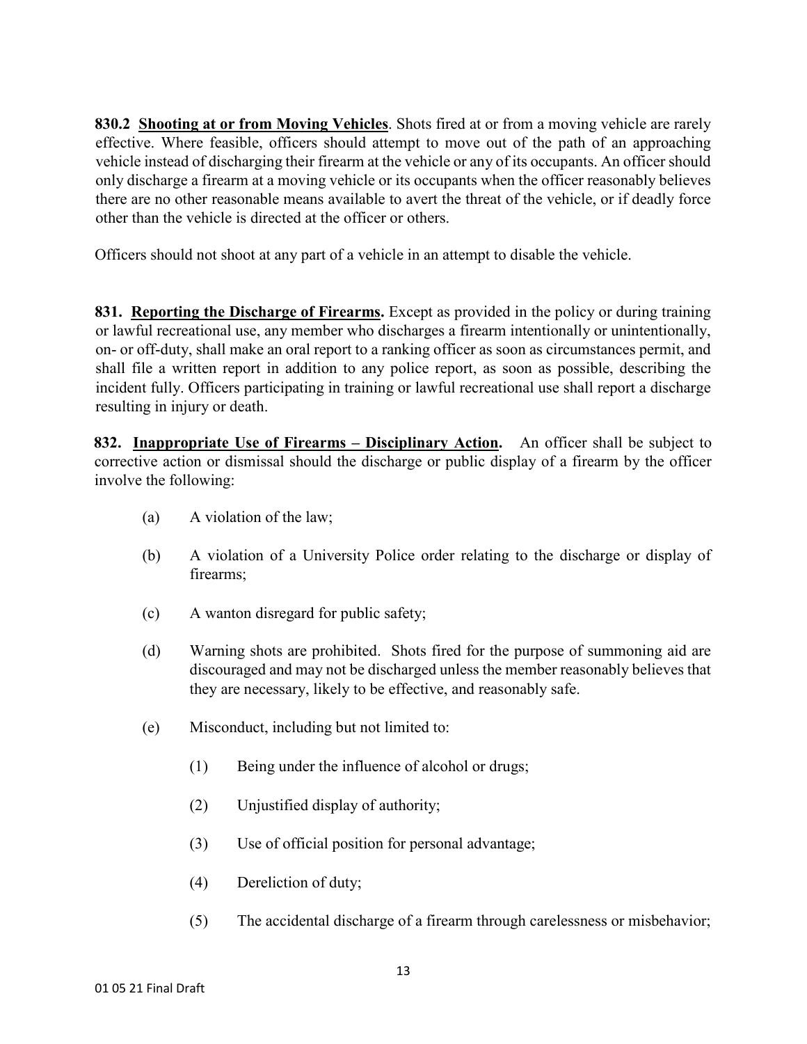**830.2 <u>Shooting at or from Moving Vehicles</u>**. Shots fired at or from a moving vehicle are rarely effective. Where feasible, officers should attempt to move out of the path of an approaching vehicle instead of discharging their firearm at the vehicle or any of its occupants. An officer should only discharge a firearm at a moving vehicle or its occupants when the officer reasonably believes there are no other reasonable means available to avert the threat of the vehicle, or if deadly force other than the vehicle is directed at the officer or others.

Officers should not shoot at any part of a vehicle in an attempt to disable the vehicle.

**831. <u>Reporting the Discharge of Firearms</u>.** Except as provided in the policy or during training or lawful recreational use, any member who discharges a firearm intentionally or unintentionally, on- or off-duty, shall make an oral report to a ranking officer as soon as circumstances permit, and shall file a written report in addition to any police report, as soon as possible, describing the incident fully. Officers participating in training or lawful recreational use shall report a discharge resulting in injury or death.

**832. <u>Inappropriate Use of Firearms – Disciplinary Action</u>.** An officer shall be subject to corrective action or dismissal should the discharge or public display of a firearm by the officer involve the following:

- (a) A violation of the law;
- (b) A violation of a University Police order relating to the discharge or display of firearms;
- (c) A wanton disregard for public safety;
- (d) Warning shots are prohibited. Shots fired for the purpose of summoning aid are discouraged and may not be discharged unless the member reasonably believes that they are necessary, likely to be effective, and reasonably safe.
- (e) Misconduct, including but not limited to:
  - (1) Being under the influence of alcohol or drugs;
  - (2) Unjustified display of authority;
  - (3) Use of official position for personal advantage;
  - (4) Dereliction of duty;
  - (5) The accidental discharge of a firearm through carelessness or misbehavior;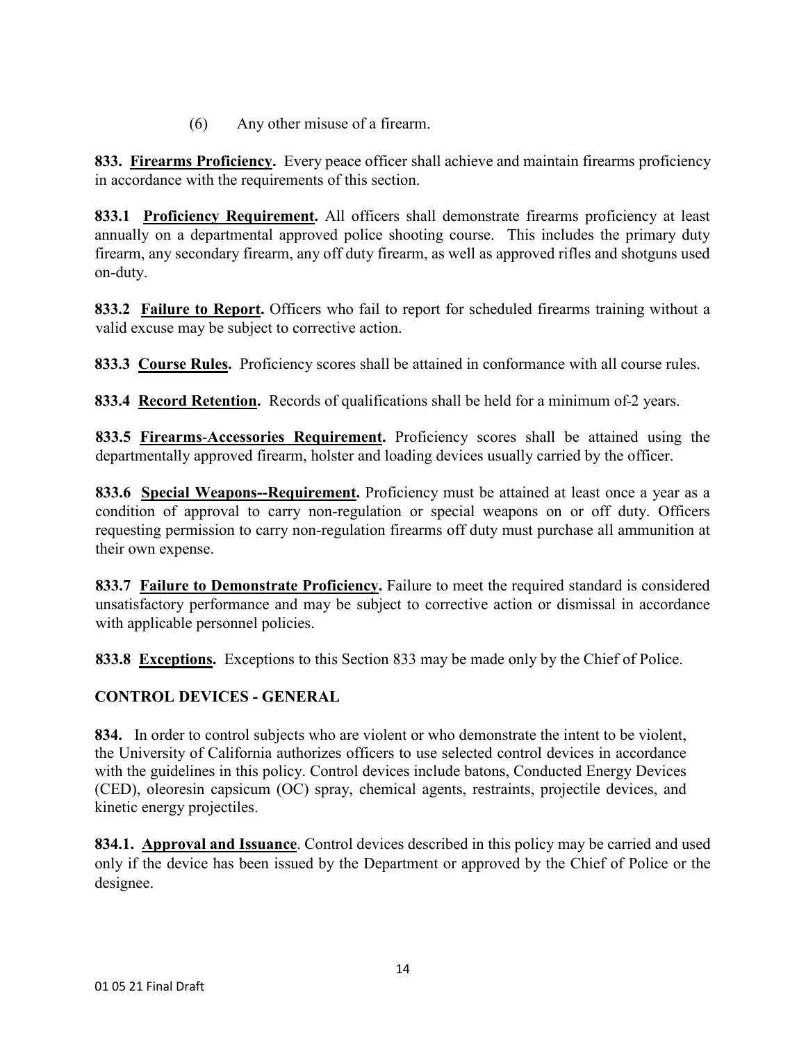(6) Any other misuse of a firearm.

**833. Firearms Proficiency.** Every peace officer shall achieve and maintain firearms proficiency in accordance with the requirements of this section.

**833.1 Proficiency Requirement.** All officers shall demonstrate firearms proficiency at least annually on a departmental approved police shooting course. This includes the primary duty firearm, any secondary firearm, any off duty firearm, as well as approved rifles and shotguns used on-duty.

**833.2 Failure to Report.** Officers who fail to report for scheduled firearms training without a valid excuse may be subject to corrective action.

**833.3 Course Rules.** Proficiency scores shall be attained in conformance with all course rules.

**833.4 Record Retention.** Records of qualifications shall be held for a minimum of 2 years.

**833.5 Firearms-Accessories Requirement.** Proficiency scores shall be attained using the departmentally approved firearm, holster and loading devices usually carried by the officer.

**833.6 Special Weapons--Requirement.** Proficiency must be attained at least once a year as a condition of approval to carry non-regulation or special weapons on or off duty. Officers requesting permission to carry non-regulation firearms off duty must purchase all ammunition at their own expense.

**833.7 Failure to Demonstrate Proficiency.** Failure to meet the required standard is considered unsatisfactory performance and may be subject to corrective action or dismissal in accordance with applicable personnel policies.

**833.8 Exceptions.** Exceptions to this Section 833 may be made only by the Chief of Police.

## CONTROL DEVICES - GENERAL

**834.** In order to control subjects who are violent or who demonstrate the intent to be violent, the University of California authorizes officers to use selected control devices in accordance with the guidelines in this policy. Control devices include batons, Conducted Energy Devices (CED), oleoresin capsicum (OC) spray, chemical agents, restraints, projectile devices, and kinetic energy projectiles.

**834.1. Approval and Issuance**. Control devices described in this policy may be carried and used only if the device has been issued by the Department or approved by the Chief of Police or the designee.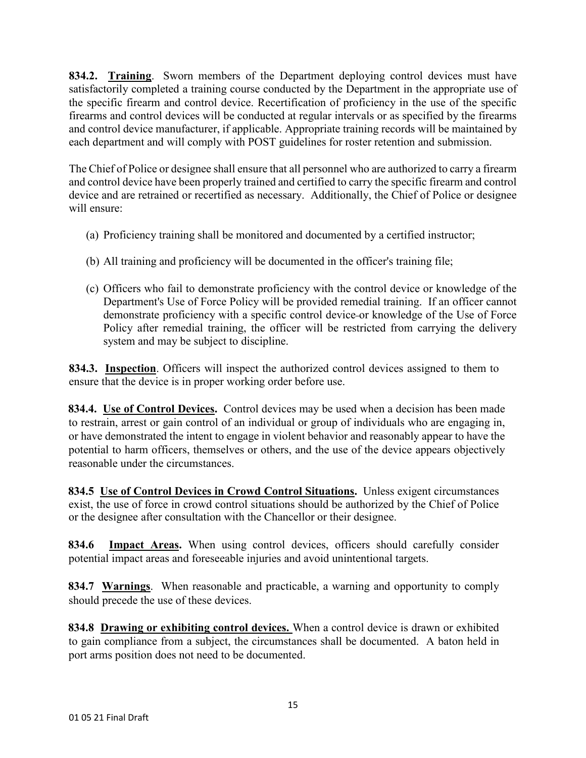**834.2. <u>Training</u>**. Sworn members of the Department deploying control devices must have satisfactorily completed a training course conducted by the Department in the appropriate use of the specific firearm and control device. Recertification of proficiency in the use of the specific firearms and control devices will be conducted at regular intervals or as specified by the firearms and control device manufacturer, if applicable. Appropriate training records will be maintained by each department and will comply with POST guidelines for roster retention and submission.

The Chief of Police or designee shall ensure that all personnel who are authorized to carry a firearm and control device have been properly trained and certified to carry the specific firearm and control device and are retrained or recertified as necessary. Additionally, the Chief of Police or designee will ensure:

(a) Proficiency training shall be monitored and documented by a certified instructor;

(b) All training and proficiency will be documented in the officer's training file;

(c) Officers who fail to demonstrate proficiency with the control device or knowledge of the Department's Use of Force Policy will be provided remedial training. If an officer cannot demonstrate proficiency with a specific control device or knowledge of the Use of Force Policy after remedial training, the officer will be restricted from carrying the delivery system and may be subject to discipline.

**834.3. <u>Inspection</u>**. Officers will inspect the authorized control devices assigned to them to ensure that the device is in proper working order before use.

**834.4. <u>Use of Control Devices</u>.** Control devices may be used when a decision has been made to restrain, arrest or gain control of an individual or group of individuals who are engaging in, or have demonstrated the intent to engage in violent behavior and reasonably appear to have the potential to harm officers, themselves or others, and the use of the device appears objectively reasonable under the circumstances.

**834.5 <u>Use of Control Devices in Crowd Control Situations</u>.** Unless exigent circumstances exist, the use of force in crowd control situations should be authorized by the Chief of Police or the designee after consultation with the Chancellor or their designee.

**834.6 <u>Impact Areas</u>.** When using control devices, officers should carefully consider potential impact areas and foreseeable injuries and avoid unintentional targets.

**834.7 <u>Warnings</u>**. When reasonable and practicable, a warning and opportunity to comply should precede the use of these devices.

**834.8 <u>Drawing or exhibiting control devices.</u>** When a control device is drawn or exhibited to gain compliance from a subject, the circumstances shall be documented. A baton held in port arms position does not need to be documented.

01 05 21 Final Draft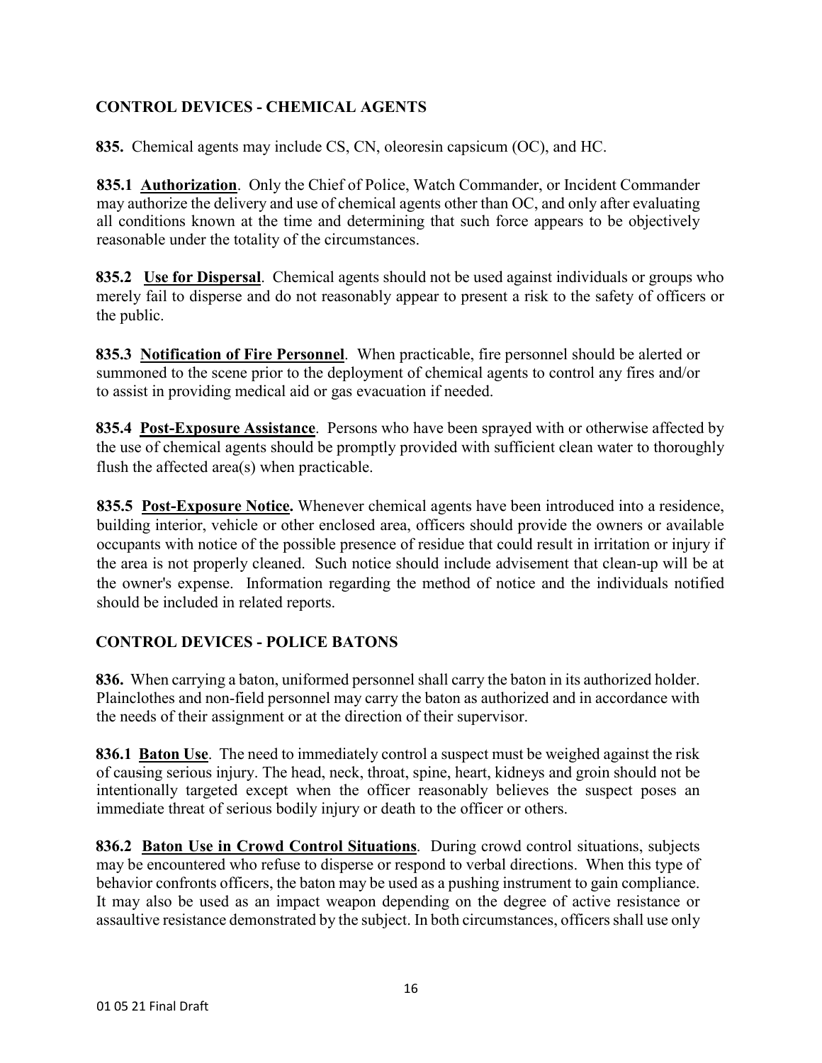## CONTROL DEVICES - CHEMICAL AGENTS

**835.** Chemical agents may include CS, CN, oleoresin capsicum (OC), and HC.

**835.1 Authorization**. Only the Chief of Police, Watch Commander, or Incident Commander may authorize the delivery and use of chemical agents other than OC, and only after evaluating all conditions known at the time and determining that such force appears to be objectively reasonable under the totality of the circumstances.

**835.2 Use for Dispersal**. Chemical agents should not be used against individuals or groups who merely fail to disperse and do not reasonably appear to present a risk to the safety of officers or the public.

**835.3 Notification of Fire Personnel**. When practicable, fire personnel should be alerted or summoned to the scene prior to the deployment of chemical agents to control any fires and/or to assist in providing medical aid or gas evacuation if needed.

**835.4 Post-Exposure Assistance**. Persons who have been sprayed with or otherwise affected by the use of chemical agents should be promptly provided with sufficient clean water to thoroughly flush the affected area(s) when practicable.

**835.5 Post-Exposure Notice.** Whenever chemical agents have been introduced into a residence, building interior, vehicle or other enclosed area, officers should provide the owners or available occupants with notice of the possible presence of residue that could result in irritation or injury if the area is not properly cleaned. Such notice should include advisement that clean-up will be at the owner's expense. Information regarding the method of notice and the individuals notified should be included in related reports.

## CONTROL DEVICES - POLICE BATONS

**836.** When carrying a baton, uniformed personnel shall carry the baton in its authorized holder. Plainclothes and non-field personnel may carry the baton as authorized and in accordance with the needs of their assignment or at the direction of their supervisor.

**836.1 Baton Use**. The need to immediately control a suspect must be weighed against the risk of causing serious injury. The head, neck, throat, spine, heart, kidneys and groin should not be intentionally targeted except when the officer reasonably believes the suspect poses an immediate threat of serious bodily injury or death to the officer or others.

**836.2 Baton Use in Crowd Control Situations**. During crowd control situations, subjects may be encountered who refuse to disperse or respond to verbal directions. When this type of behavior confronts officers, the baton may be used as a pushing instrument to gain compliance. It may also be used as an impact weapon depending on the degree of active resistance or assaultive resistance demonstrated by the subject. In both circumstances, officers shall use only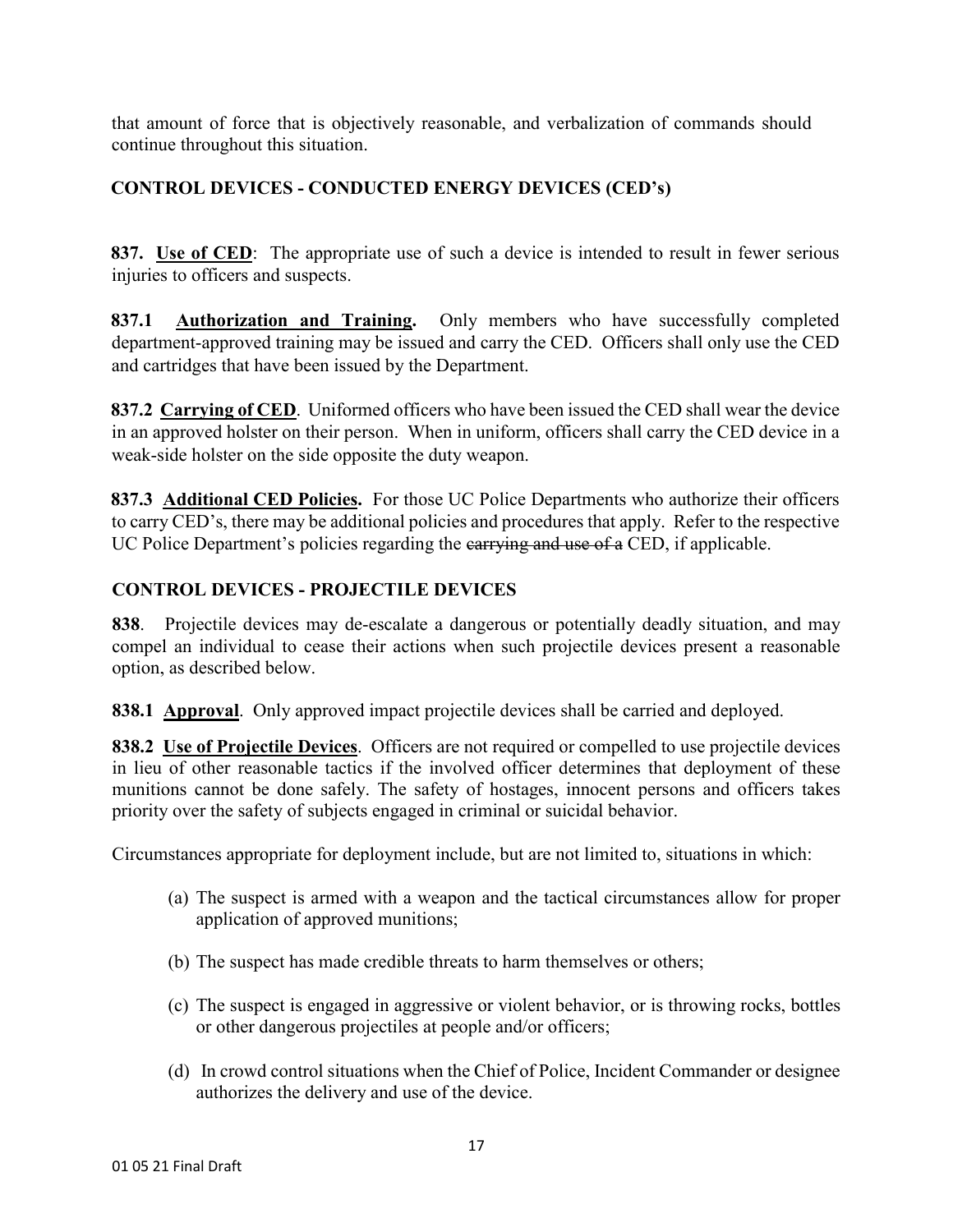that amount of force that is objectively reasonable, and verbalization of commands should continue throughout this situation.

## CONTROL DEVICES - CONDUCTED ENERGY DEVICES (CED's)

**837. Use of CED**: The appropriate use of such a device is intended to result in fewer serious injuries to officers and suspects.

**837.1 Authorization and Training.** Only members who have successfully completed department-approved training may be issued and carry the CED. Officers shall only use the CED and cartridges that have been issued by the Department.

**837.2 Carrying of CED**. Uniformed officers who have been issued the CED shall wear the device in an approved holster on their person. When in uniform, officers shall carry the CED device in a weak-side holster on the side opposite the duty weapon.

**837.3 Additional CED Policies.** For those UC Police Departments who authorize their officers to carry CED's, there may be additional policies and procedures that apply. Refer to the respective UC Police Department's policies regarding the ~~carrying and use of a~~ CED, if applicable.

## CONTROL DEVICES - PROJECTILE DEVICES

**838**. Projectile devices may de-escalate a dangerous or potentially deadly situation, and may compel an individual to cease their actions when such projectile devices present a reasonable option, as described below.

**838.1 Approval**. Only approved impact projectile devices shall be carried and deployed.

**838.2 Use of Projectile Devices**. Officers are not required or compelled to use projectile devices in lieu of other reasonable tactics if the involved officer determines that deployment of these munitions cannot be done safely. The safety of hostages, innocent persons and officers takes priority over the safety of subjects engaged in criminal or suicidal behavior.

Circumstances appropriate for deployment include, but are not limited to, situations in which:

(a) The suspect is armed with a weapon and the tactical circumstances allow for proper application of approved munitions;

(b) The suspect has made credible threats to harm themselves or others;

(c) The suspect is engaged in aggressive or violent behavior, or is throwing rocks, bottles or other dangerous projectiles at people and/or officers;

(d) In crowd control situations when the Chief of Police, Incident Commander or designee authorizes the delivery and use of the device.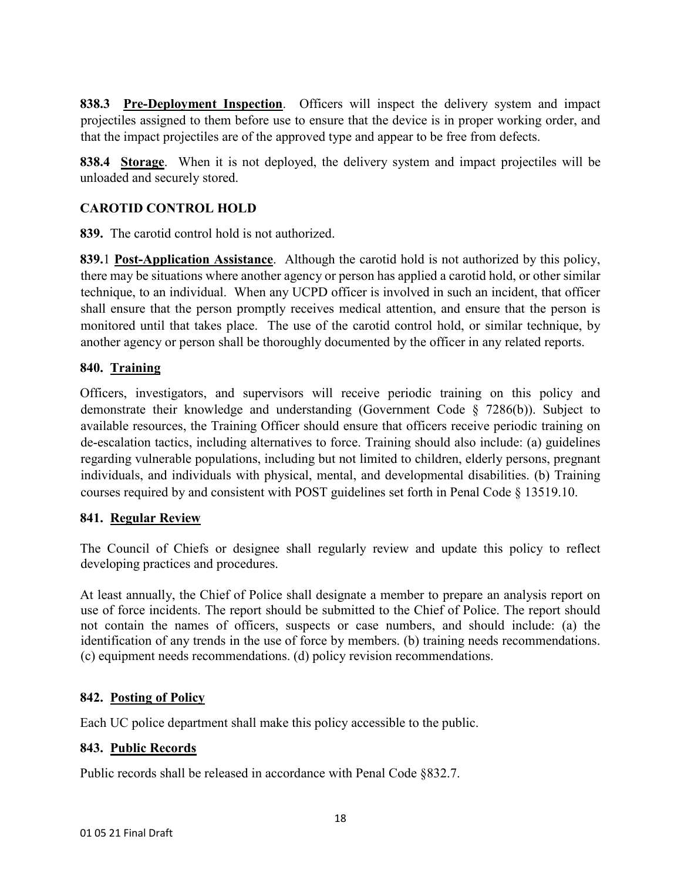**838.3 Pre-Deployment Inspection**. Officers will inspect the delivery system and impact projectiles assigned to them before use to ensure that the device is in proper working order, and that the impact projectiles are of the approved type and appear to be free from defects.

**838.4 Storage**. When it is not deployed, the delivery system and impact projectiles will be unloaded and securely stored.

## CAROTID CONTROL HOLD

**839.** The carotid control hold is not authorized.

**839.**1 **Post-Application Assistance**. Although the carotid hold is not authorized by this policy, there may be situations where another agency or person has applied a carotid hold, or other similar technique, to an individual. When any UCPD officer is involved in such an incident, that officer shall ensure that the person promptly receives medical attention, and ensure that the person is monitored until that takes place. The use of the carotid control hold, or similar technique, by another agency or person shall be thoroughly documented by the officer in any related reports.

### 840. Training

Officers, investigators, and supervisors will receive periodic training on this policy and demonstrate their knowledge and understanding (Government Code § 7286(b)). Subject to available resources, the Training Officer should ensure that officers receive periodic training on de-escalation tactics, including alternatives to force. Training should also include: (a) guidelines regarding vulnerable populations, including but not limited to children, elderly persons, pregnant individuals, and individuals with physical, mental, and developmental disabilities. (b) Training courses required by and consistent with POST guidelines set forth in Penal Code § 13519.10.

### 841. Regular Review

The Council of Chiefs or designee shall regularly review and update this policy to reflect developing practices and procedures.

At least annually, the Chief of Police shall designate a member to prepare an analysis report on use of force incidents. The report should be submitted to the Chief of Police. The report should not contain the names of officers, suspects or case numbers, and should include: (a) the identification of any trends in the use of force by members. (b) training needs recommendations. (c) equipment needs recommendations. (d) policy revision recommendations.

### 842. Posting of Policy

Each UC police department shall make this policy accessible to the public.

### 843. Public Records

Public records shall be released in accordance with Penal Code §832.7.

01 05 21 Final Draft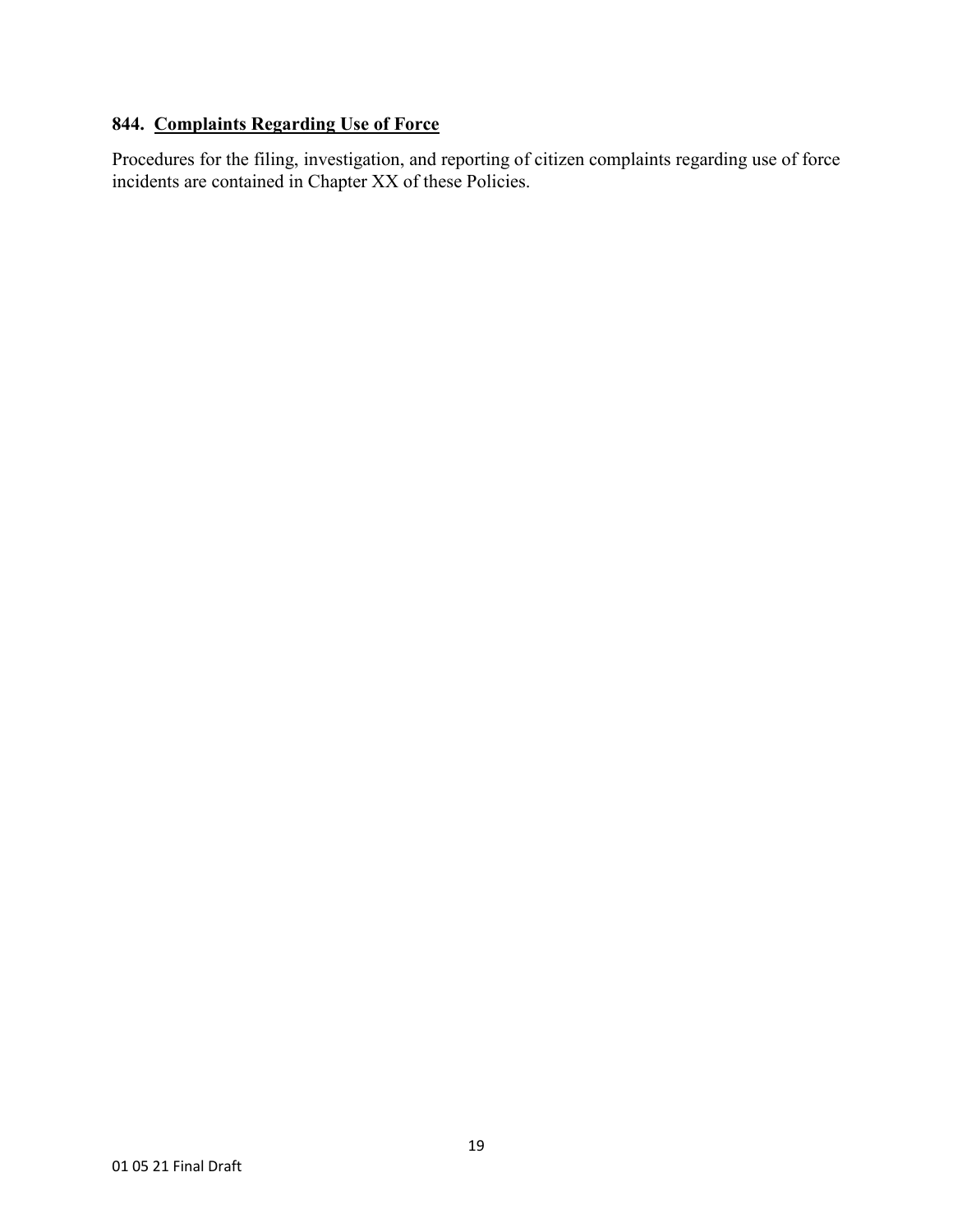### 844. <u>Complaints Regarding Use of Force</u>

Procedures for the filing, investigation, and reporting of citizen complaints regarding use of force incidents are contained in Chapter XX of these Policies.